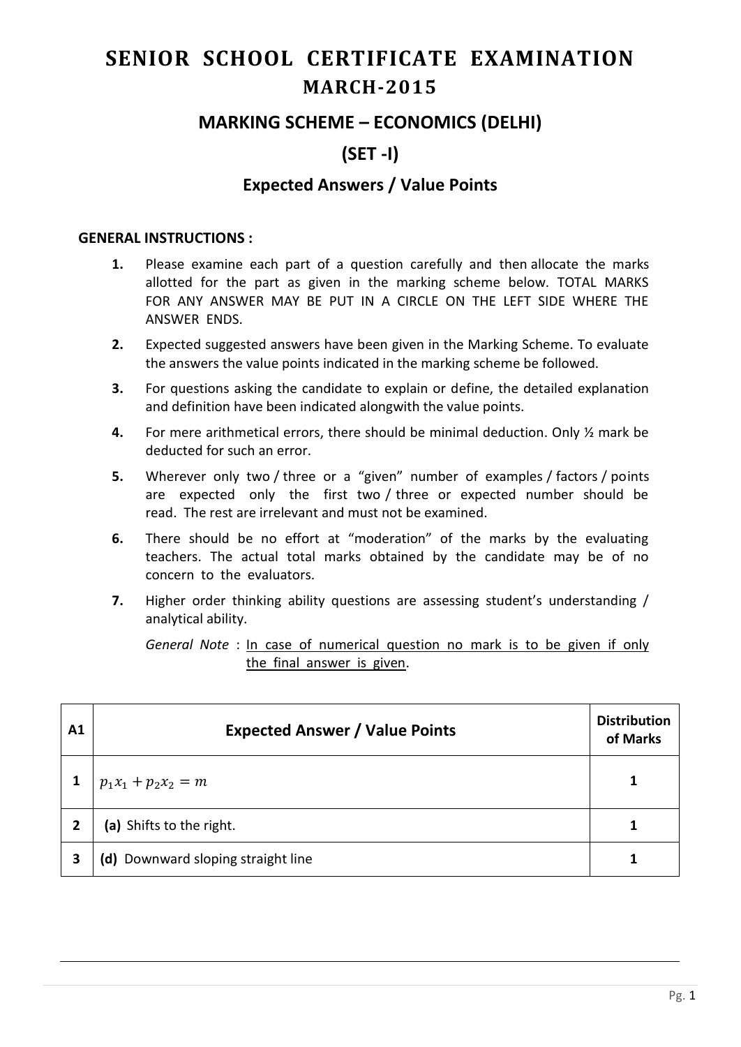# SENIOR SCHOOL CERTIFICATE EXAMINATION
## MARCH-2015

## MARKING SCHEME – ECONOMICS (DELHI)

## (SET -I)

### Expected Answers / Value Points

**GENERAL INSTRUCTIONS :**

1. Please examine each part of a question carefully and then allocate the marks allotted for the part as given in the marking scheme below. TOTAL MARKS FOR ANY ANSWER MAY BE PUT IN A CIRCLE ON THE LEFT SIDE WHERE THE ANSWER ENDS.
2. Expected suggested answers have been given in the Marking Scheme. To evaluate the answers the value points indicated in the marking scheme be followed.
3. For questions asking the candidate to explain or define, the detailed explanation and definition have been indicated alongwith the value points.
4. For mere arithmetical errors, there should be minimal deduction. Only ½ mark be deducted for such an error.
5. Wherever only two / three or a "given" number of examples / factors / points are expected only the first two / three or expected number should be read. The rest are irrelevant and must not be examined.
6. There should be no effort at "moderation" of the marks by the evaluating teachers. The actual total marks obtained by the candidate may be of no concern to the evaluators.
7. Higher order thinking ability questions are assessing student's understanding / analytical ability.

   *General Note* : In case of numerical question no mark is to be given if only the final answer is given.

| A1 | Expected Answer / Value Points | Distribution of Marks |
|---|---|---|
| 1 | $p_1x_1 + p_2x_2 = m$ | 1 |
| 2 | **(a)** Shifts to the right. | 1 |
| 3 | **(d)** Downward sloping straight line | 1 |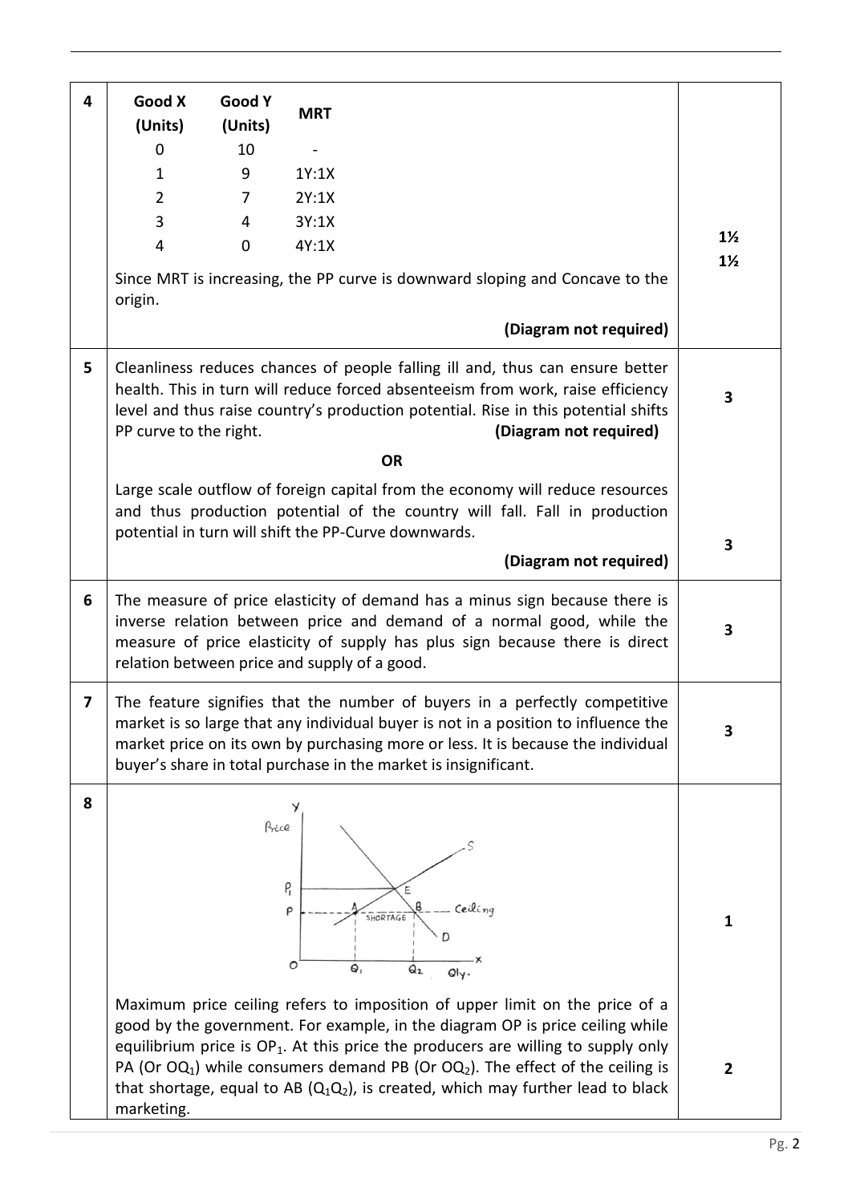| Q. No. | Answer | Marks |
|---|---|---|
| 4 | **Good X (Units)** / **Good Y (Units)** / **MRT**: 0 / 10 / - ; 1 / 9 / 1Y:1X ; 2 / 7 / 2Y:1X ; 3 / 4 / 3Y:1X ; 4 / 0 / 4Y:1X. Since MRT is increasing, the PP curve is downward sloping and Concave to the origin. **(Diagram not required)** | 1½ <br> 1½ |
| 5 | Cleanliness reduces chances of people falling ill and, thus can ensure better health. This in turn will reduce forced absenteeism from work, raise efficiency level and thus raise country's production potential. Rise in this potential shifts PP curve to the right. **(Diagram not required)** | 3 |
| | **OR** | |
| | Large scale outflow of foreign capital from the economy will reduce resources and thus production potential of the country will fall. Fall in production potential in turn will shift the PP-Curve downwards. **(Diagram not required)** | 3 |
| 6 | The measure of price elasticity of demand has a minus sign because there is inverse relation between price and demand of a normal good, while the measure of price elasticity of supply has plus sign because there is direct relation between price and supply of a good. | 3 |
| 7 | The feature signifies that the number of buyers in a perfectly competitive market is so large that any individual buyer is not in a position to influence the market price on its own by purchasing more or less. It is because the individual buyer's share in total purchase in the market is insignificant. | 3 |
| 8 | [Diagram: Price (Y-axis) vs Qty. (X-axis); demand curve D and supply curve S intersect at E at price $P_1$; ceiling price P with points A (on S) and B (on D); SHORTAGE between A and B; quantities $Q_1$ and $Q_2$] | 1 |
| | Maximum price ceiling refers to imposition of upper limit on the price of a good by the government. For example, in the diagram OP is price ceiling while equilibrium price is $OP_1$. At this price the producers are willing to supply only PA (Or $OQ_1$) while consumers demand PB (Or $OQ_2$). The effect of the ceiling is that shortage, equal to AB ($Q_1Q_2$), is created, which may further lead to black marketing. | 2 |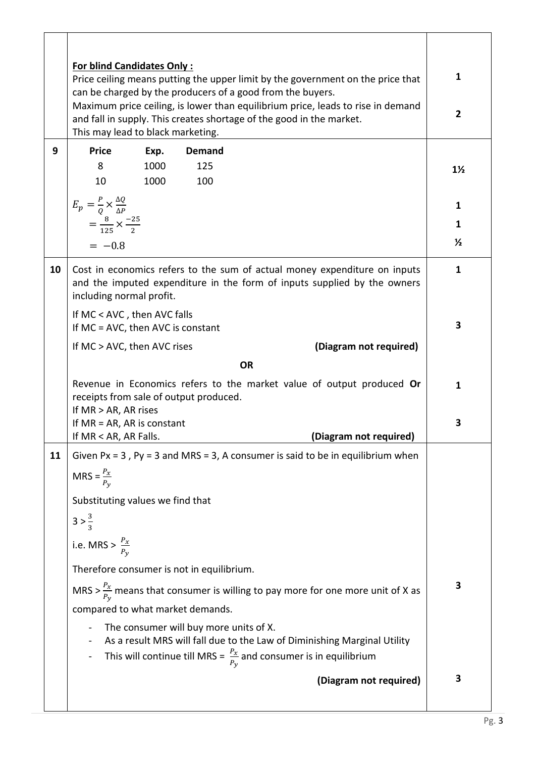| Q. No. | Answer | Marks |
|---|---|---|
| | **For blind Candidates Only :**<br>Price ceiling means putting the upper limit by the government on the price that can be charged by the producers of a good from the buyers.<br>Maximum price ceiling, is lower than equilibrium price, leads to rise in demand and fall in supply. This creates shortage of the good in the market.<br>This may lead to black marketing. | 1<br><br>2 |
| 9 | **Price** &nbsp; **Exp.** &nbsp; **Demand**<br>8 &nbsp; 1000 &nbsp; 125<br>10 &nbsp; 1000 &nbsp; 100<br>$E_p = \frac{P}{Q} \times \frac{\Delta Q}{\Delta P}$<br>$= \frac{8}{125} \times \frac{-25}{2}$<br>$= -0.8$ | 1½<br><br>1<br>1<br>½ |
| 10 | Cost in economics refers to the sum of actual money expenditure on inputs and the imputed expenditure in the form of inputs supplied by the owners including normal profit.<br>If MC < AVC , then AVC falls<br>If MC = AVC, then AVC is constant<br>If MC > AVC, then AVC rises **(Diagram not required)**<br>**OR**<br>Revenue in Economics refers to the market value of output produced **Or** receipts from sale of output produced.<br>If MR > AR, AR rises<br>If MR = AR, AR is constant<br>If MR < AR, AR Falls. **(Diagram not required)** | 1<br><br>3<br><br><br>1<br><br>3 |
| 11 | Given Px = 3 , Py = 3 and MRS = 3, A consumer is said to be in equilibrium when<br>MRS = $\frac{P_x}{P_y}$<br>Substituting values we find that<br>$3 > \frac{3}{3}$<br>i.e. MRS > $\frac{P_x}{P_y}$<br>Therefore consumer is not in equilibrium.<br>MRS > $\frac{P_x}{P_y}$ means that consumer is willing to pay more for one more unit of X as compared to what market demands.<br>- The consumer will buy more units of X.<br>- As a result MRS will fall due to the Law of Diminishing Marginal Utility<br>- This will continue till MRS = $\frac{P_x}{P_y}$ and consumer is in equilibrium<br>**(Diagram not required)** | <br><br><br><br><br><br>3<br><br><br><br>3 |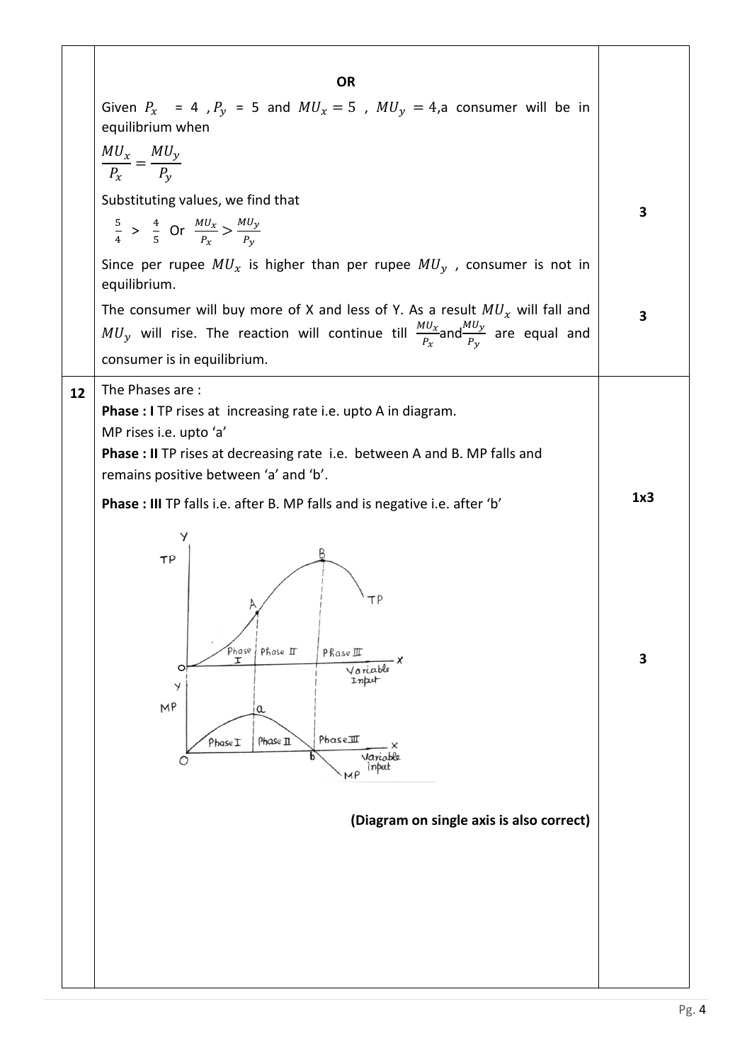| | | |
|---|---|---|
| | **OR**<br><br>Given $P_x = 4$, $P_y = 5$ and $MU_x = 5$, $MU_y = 4$, a consumer will be in equilibrium when<br><br>$\frac{MU_x}{P_x} = \frac{MU_y}{P_y}$<br><br>Substituting values, we find that<br><br>$\frac{5}{4} > \frac{4}{5}$ Or $\frac{MU_x}{P_x} > \frac{MU_y}{P_y}$<br><br>Since per rupee $MU_x$ is higher than per rupee $MU_y$, consumer is not in equilibrium.<br><br>The consumer will buy more of X and less of Y. As a result $MU_x$ will fall and $MU_y$ will rise. The reaction will continue till $\frac{MU_x}{P_x}$ and $\frac{MU_y}{P_y}$ are equal and consumer is in equilibrium. | 3<br><br>3 |
| 12 | The Phases are :<br>**Phase : I** TP rises at increasing rate i.e. upto A in diagram. MP rises i.e. upto 'a'<br>**Phase : II** TP rises at decreasing rate i.e. between A and B. MP falls and remains positive between 'a' and 'b'.<br>**Phase : III** TP falls i.e. after B. MP falls and is negative i.e. after 'b'<br><br>**(Diagram on single axis is also correct)** | 1x3<br><br>3 |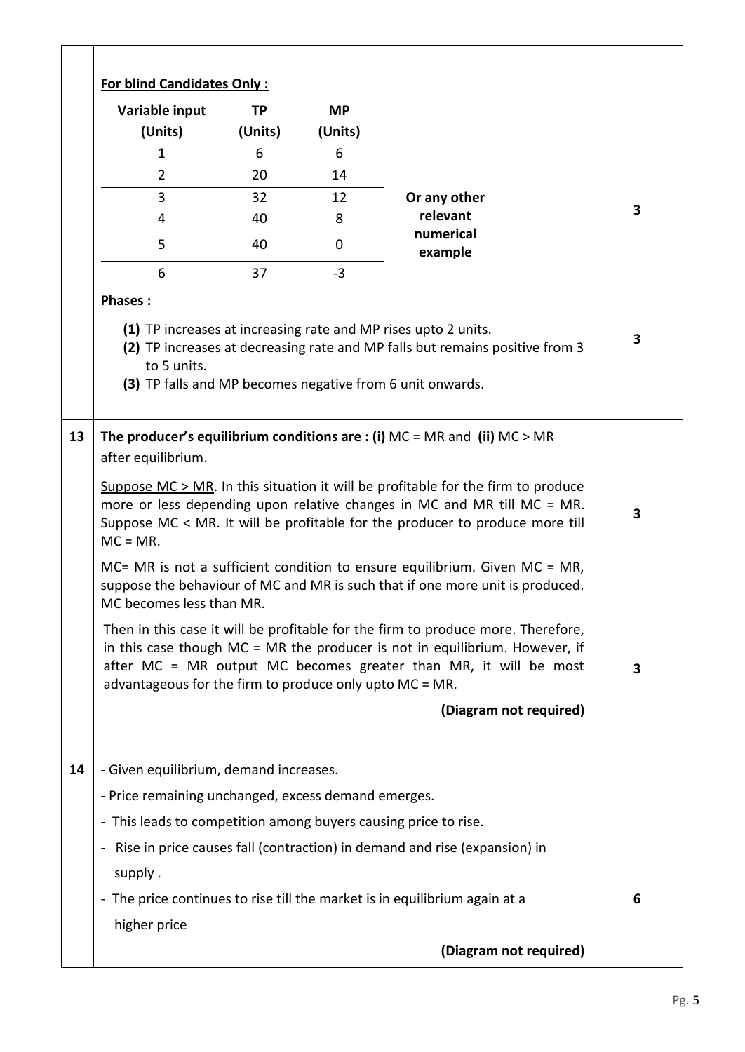**For blind Candidates Only :**

| Variable input (Units) | TP (Units) | MP (Units) |
|---|---|---|
| 1 | 6 | 6 |
| 2 | 20 | 14 |
| 3 | 32 | 12 |
| 4 | 40 | 8 |
| 5 | 40 | 0 |
| 6 | 37 | -3 |

**Or any other relevant numerical example** — 3

**Phases :**

**(1)** TP increases at increasing rate and MP rises upto 2 units.
**(2)** TP increases at decreasing rate and MP falls but remains positive from 3 to 5 units.
**(3)** TP falls and MP becomes negative from 6 unit onwards.

3

**13** **The producer's equilibrium conditions are : (i)** MC = MR and **(ii)** MC > MR after equilibrium.

Suppose MC > MR. In this situation it will be profitable for the firm to produce more or less depending upon relative changes in MC and MR till MC = MR. Suppose MC < MR. It will be profitable for the producer to produce more till MC = MR.

3

MC= MR is not a sufficient condition to ensure equilibrium. Given MC = MR, suppose the behaviour of MC and MR is such that if one more unit is produced. MC becomes less than MR.

Then in this case it will be profitable for the firm to produce more. Therefore, in this case though MC = MR the producer is not in equilibrium. However, if after MC = MR output MC becomes greater than MR, it will be most advantageous for the firm to produce only upto MC = MR.

**(Diagram not required)**

3

**14**

- Given equilibrium, demand increases.
- Price remaining unchanged, excess demand emerges.
- This leads to competition among buyers causing price to rise.
- Rise in price causes fall (contraction) in demand and rise (expansion) in supply .
- The price continues to rise till the market is in equilibrium again at a higher price

**(Diagram not required)**

6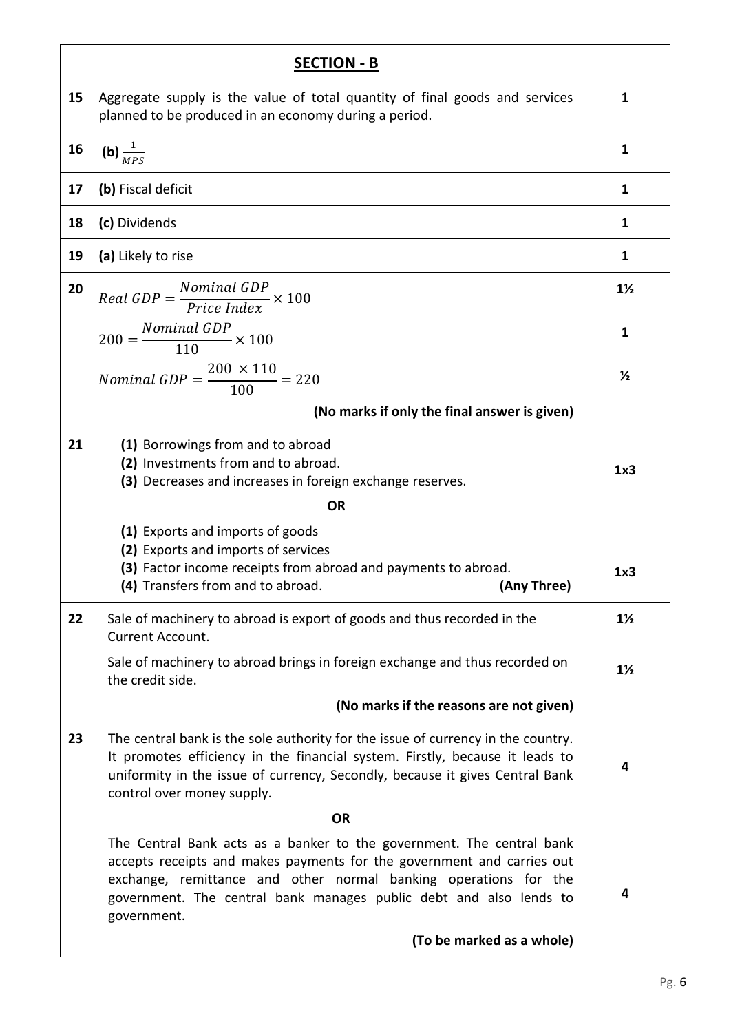| | **SECTION - B** | |
|---|---|---|
| 15 | Aggregate supply is the value of total quantity of final goods and services planned to be produced in an economy during a period. | 1 |
| 16 | **(b)** $\frac{1}{MPS}$ | 1 |
| 17 | **(b)** Fiscal deficit | 1 |
| 18 | **(c)** Dividends | 1 |
| 19 | **(a)** Likely to rise | 1 |
| 20 | $Real\ GDP = \frac{Nominal\ GDP}{Price\ Index} \times 100$ <br> $200 = \frac{Nominal\ GDP}{110} \times 100$ <br> $Nominal\ GDP = \frac{200\ \times 110}{100} = 220$ <br> **(No marks if only the final answer is given)** | 1½ <br> 1 <br> ½ |
| 21 | **(1)** Borrowings from and to abroad <br> **(2)** Investments from and to abroad. <br> **(3)** Decreases and increases in foreign exchange reserves. <br> **OR** <br> **(1)** Exports and imports of goods <br> **(2)** Exports and imports of services <br> **(3)** Factor income receipts from abroad and payments to abroad. <br> **(4)** Transfers from and to abroad. **(Any Three)** | 1x3 <br> <br> 1x3 |
| 22 | Sale of machinery to abroad is export of goods and thus recorded in the Current Account. <br> Sale of machinery to abroad brings in foreign exchange and thus recorded on the credit side. <br> **(No marks if the reasons are not given)** | 1½ <br> 1½ |
| 23 | The central bank is the sole authority for the issue of currency in the country. It promotes efficiency in the financial system. Firstly, because it leads to uniformity in the issue of currency, Secondly, because it gives Central Bank control over money supply. <br> **OR** <br> The Central Bank acts as a banker to the government. The central bank accepts receipts and makes payments for the government and carries out exchange, remittance and other normal banking operations for the government. The central bank manages public debt and also lends to government. <br> **(To be marked as a whole)** | 4 <br> <br> 4 |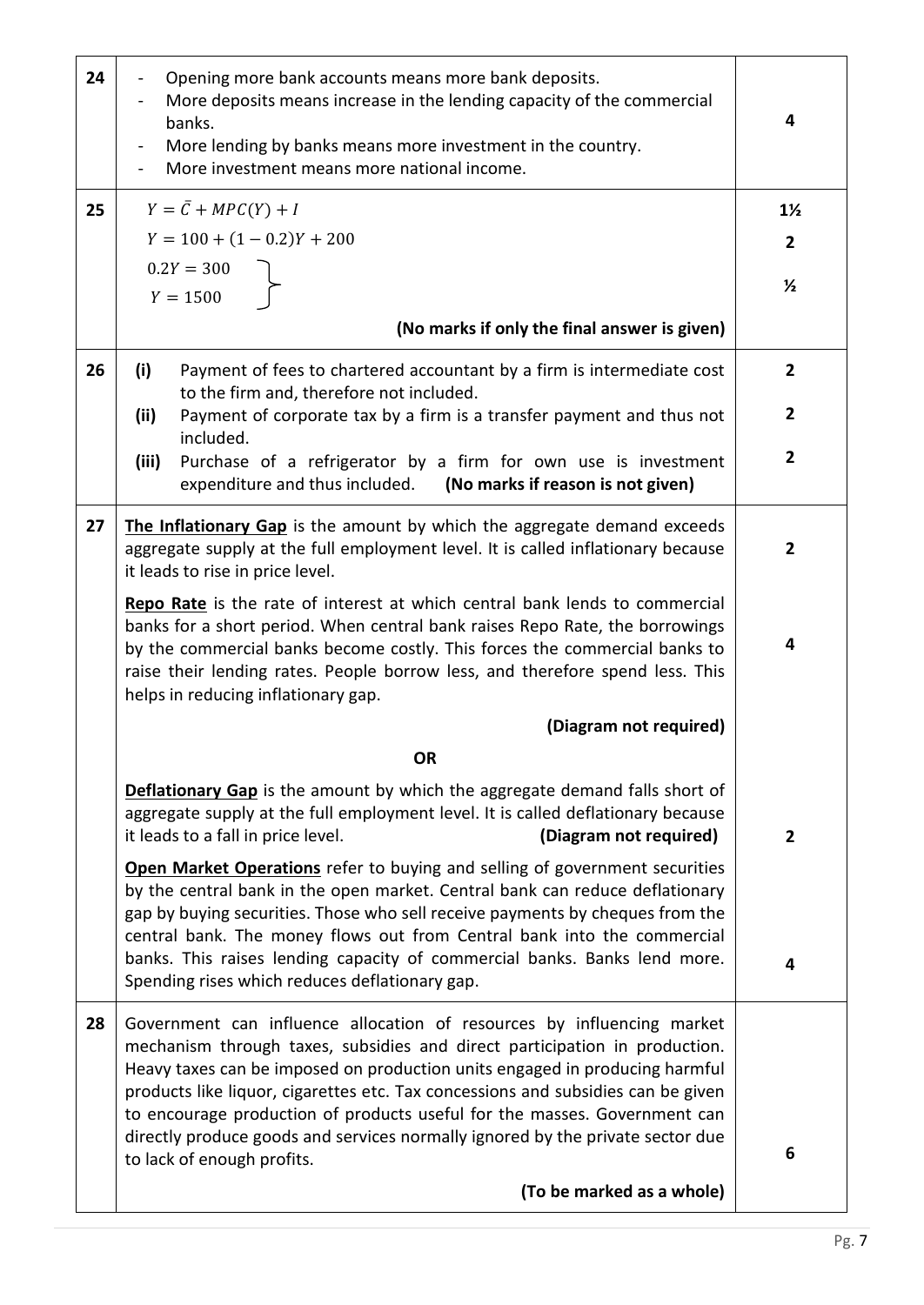| Q. No. | Answer | Marks |
|---|---|---|
| 24 | - Opening more bank accounts means more bank deposits.<br>- More deposits means increase in the lending capacity of the commercial banks.<br>- More lending by banks means more investment in the country.<br>- More investment means more national income. | 4 |
| 25 | $Y = \bar{C} + MPC(Y) + I$<br>$Y = 100 + (1 - 0.2)Y + 200$<br>$0.2Y = 300$<br>$Y = 1500$<br>**(No marks if only the final answer is given)** | 1½<br>2<br>½ |
| 26 | **(i)** Payment of fees to chartered accountant by a firm is intermediate cost to the firm and, therefore not included.<br>**(ii)** Payment of corporate tax by a firm is a transfer payment and thus not included.<br>**(iii)** Purchase of a refrigerator by a firm for own use is investment expenditure and thus included. **(No marks if reason is not given)** | 2<br>2<br>2 |
| 27 | **The Inflationary Gap** is the amount by which the aggregate demand exceeds aggregate supply at the full employment level. It is called inflationary because it leads to rise in price level.<br>**Repo Rate** is the rate of interest at which central bank lends to commercial banks for a short period. When central bank raises Repo Rate, the borrowings by the commercial banks become costly. This forces the commercial banks to raise their lending rates. People borrow less, and therefore spend less. This helps in reducing inflationary gap.<br>**(Diagram not required)**<br>**OR**<br>**Deflationary Gap** is the amount by which the aggregate demand falls short of aggregate supply at the full employment level. It is called deflationary because it leads to a fall in price level. **(Diagram not required)**<br>**Open Market Operations** refer to buying and selling of government securities by the central bank in the open market. Central bank can reduce deflationary gap by buying securities. Those who sell receive payments by cheques from the central bank. The money flows out from Central bank into the commercial banks. This raises lending capacity of commercial banks. Banks lend more. Spending rises which reduces deflationary gap. | 2<br><br>4<br><br><br>2<br><br>4 |
| 28 | Government can influence allocation of resources by influencing market mechanism through taxes, subsidies and direct participation in production. Heavy taxes can be imposed on production units engaged in producing harmful products like liquor, cigarettes etc. Tax concessions and subsidies can be given to encourage production of products useful for the masses. Government can directly produce goods and services normally ignored by the private sector due to lack of enough profits.<br>**(To be marked as a whole)** | 6 |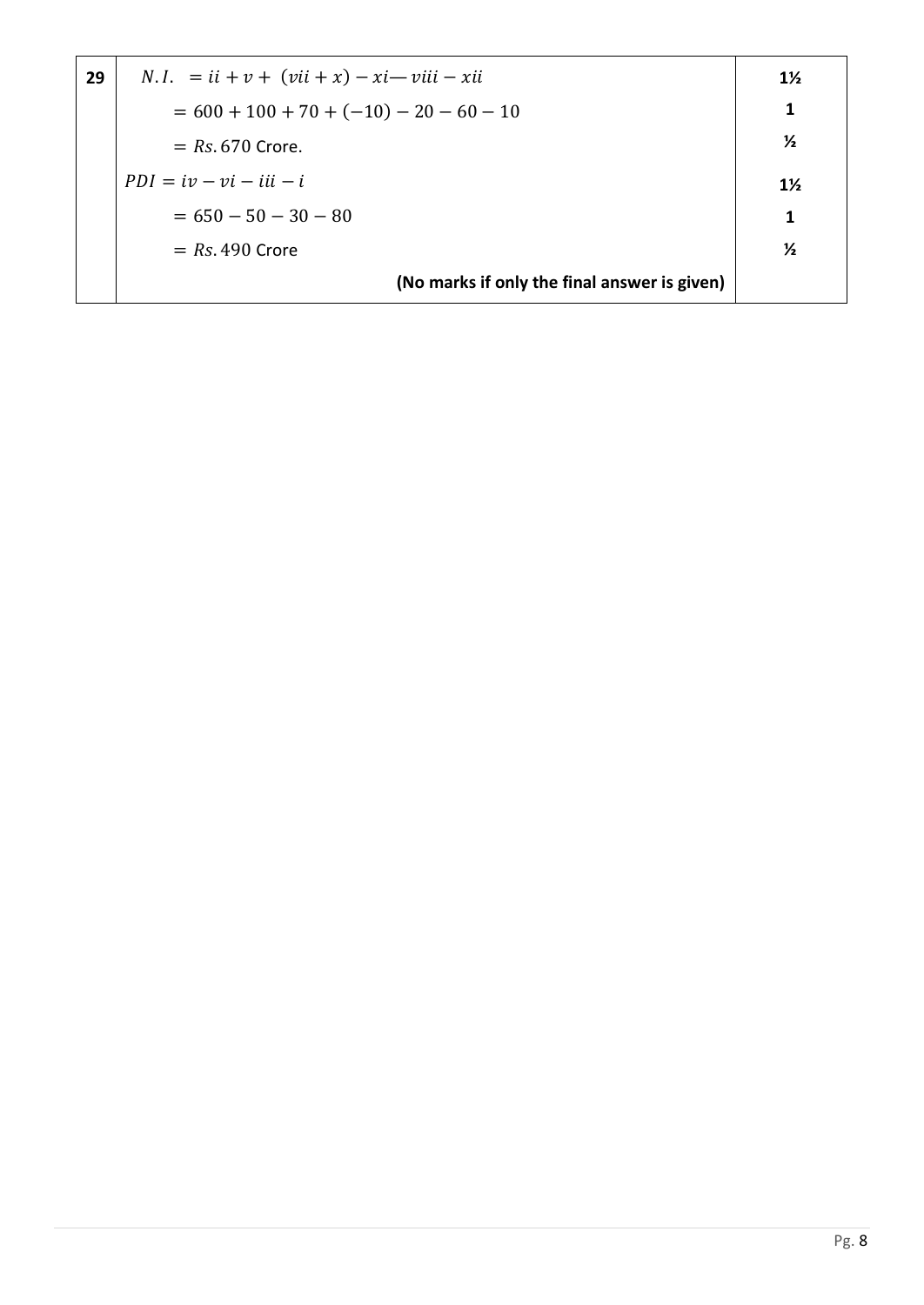| | | |
|---|---|---|
| 29 | $N.I. \;\; = ii + v + \;(vii + x) - xi — viii - xii$ | 1½ |
| | $= 600 + 100 + 70 + (-10) - 20 - 60 - 10$ | 1 |
| | $= Rs. 670$ Crore. | ½ |
| | $PDI = iv - vi - iii - i$ | 1½ |
| | $= 650 - 50 - 30 - 80$ | 1 |
| | $= Rs. 490$ Crore | ½ |
| | **(No marks if only the final answer is given)** | |